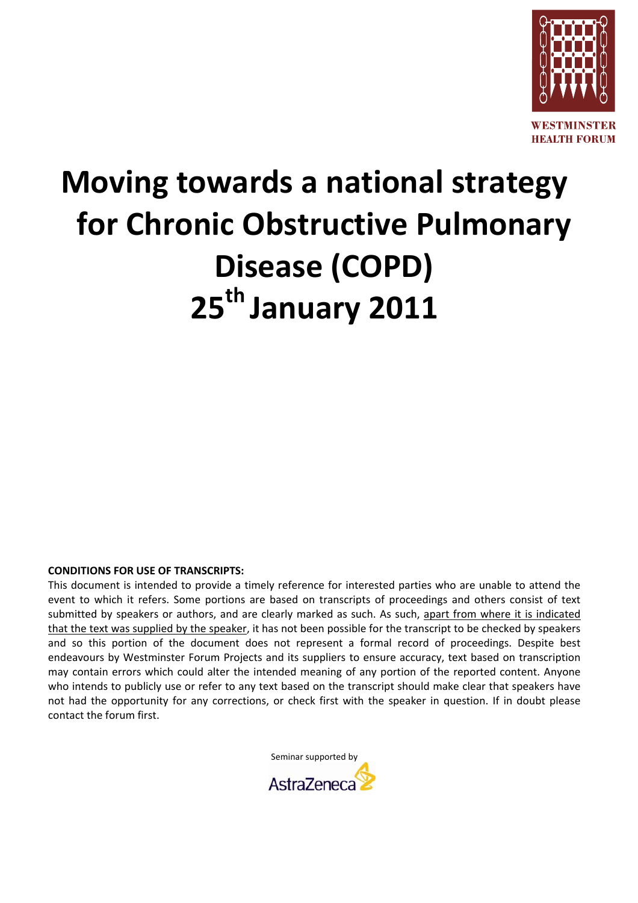WESTMINSTER HEALTH FORUM

# Moving towards a national strategy for Chronic Obstructive Pulmonary Disease (COPD)

# 25th January 2011

**CONDITIONS FOR USE OF TRANSCRIPTS:**

This document is intended to provide a timely reference for interested parties who are unable to attend the event to which it refers. Some portions are based on transcripts of proceedings and others consist of text submitted by speakers or authors, and are clearly marked as such. As such, apart from where it is indicated that the text was supplied by the speaker, it has not been possible for the transcript to be checked by speakers and so this portion of the document does not represent a formal record of proceedings. Despite best endeavours by Westminster Forum Projects and its suppliers to ensure accuracy, text based on transcription may contain errors which could alter the intended meaning of any portion of the reported content. Anyone who intends to publicly use or refer to any text based on the transcript should make clear that speakers have not had the opportunity for any corrections, or check first with the speaker in question. If in doubt please contact the forum first.

Seminar supported by

AstraZeneca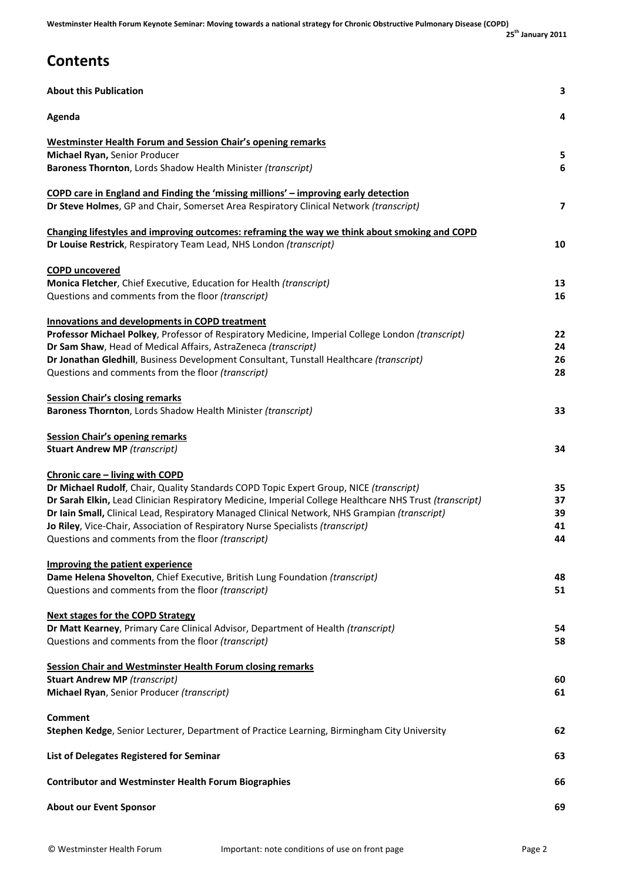# Contents

| | |
|---|---|
| **About this Publication** | **3** |
| **Agenda** | **4** |
| **Westminster Health Forum and Session Chair's opening remarks** | |
| **Michael Ryan,** Senior Producer | **5** |
| **Baroness Thornton**, Lords Shadow Health Minister *(transcript)* | **6** |
| **COPD care in England and Finding the 'missing millions' – improving early detection** | |
| **Dr Steve Holmes**, GP and Chair, Somerset Area Respiratory Clinical Network *(transcript)* | **7** |
| **Changing lifestyles and improving outcomes: reframing the way we think about smoking and COPD** | |
| **Dr Louise Restrick**, Respiratory Team Lead, NHS London *(transcript)* | **10** |
| **COPD uncovered** | |
| **Monica Fletcher**, Chief Executive, Education for Health *(transcript)* | **13** |
| Questions and comments from the floor *(transcript)* | **16** |
| **Innovations and developments in COPD treatment** | |
| **Professor Michael Polkey**, Professor of Respiratory Medicine, Imperial College London *(transcript)* | **22** |
| **Dr Sam Shaw**, Head of Medical Affairs, AstraZeneca *(transcript)* | **24** |
| **Dr Jonathan Gledhill**, Business Development Consultant, Tunstall Healthcare *(transcript)* | **26** |
| Questions and comments from the floor *(transcript)* | **28** |
| **Session Chair's closing remarks** | |
| **Baroness Thornton**, Lords Shadow Health Minister *(transcript)* | **33** |
| **Session Chair's opening remarks** | |
| **Stuart Andrew MP** *(transcript)* | **34** |
| **Chronic care – living with COPD** | |
| **Dr Michael Rudolf**, Chair, Quality Standards COPD Topic Expert Group, NICE *(transcript)* | **35** |
| **Dr Sarah Elkin,** Lead Clinician Respiratory Medicine, Imperial College Healthcare NHS Trust *(transcript)* | **37** |
| **Dr Iain Small,** Clinical Lead, Respiratory Managed Clinical Network, NHS Grampian *(transcript)* | **39** |
| **Jo Riley**, Vice-Chair, Association of Respiratory Nurse Specialists *(transcript)* | **41** |
| Questions and comments from the floor *(transcript)* | **44** |
| **Improving the patient experience** | |
| **Dame Helena Shovelton**, Chief Executive, British Lung Foundation *(transcript)* | **48** |
| Questions and comments from the floor *(transcript)* | **51** |
| **Next stages for the COPD Strategy** | |
| **Dr Matt Kearney**, Primary Care Clinical Advisor, Department of Health *(transcript)* | **54** |
| Questions and comments from the floor *(transcript)* | **58** |
| **Session Chair and Westminster Health Forum closing remarks** | |
| **Stuart Andrew MP** *(transcript)* | **60** |
| **Michael Ryan**, Senior Producer *(transcript)* | **61** |
| **Comment** | |
| **Stephen Kedge**, Senior Lecturer, Department of Practice Learning, Birmingham City University | **62** |
| **List of Delegates Registered for Seminar** | **63** |
| **Contributor and Westminster Health Forum Biographies** | **66** |
| **About our Event Sponsor** | **69** |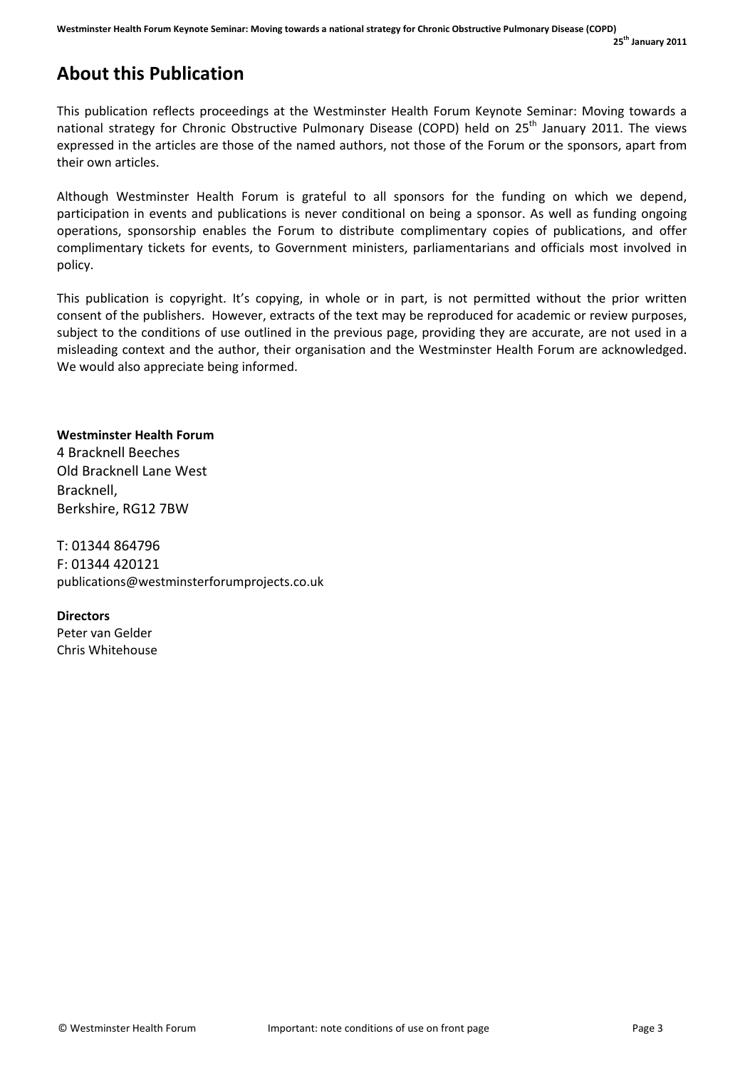# About this Publication

This publication reflects proceedings at the Westminster Health Forum Keynote Seminar: Moving towards a national strategy for Chronic Obstructive Pulmonary Disease (COPD) held on 25th January 2011. The views expressed in the articles are those of the named authors, not those of the Forum or the sponsors, apart from their own articles.

Although Westminster Health Forum is grateful to all sponsors for the funding on which we depend, participation in events and publications is never conditional on being a sponsor. As well as funding ongoing operations, sponsorship enables the Forum to distribute complimentary copies of publications, and offer complimentary tickets for events, to Government ministers, parliamentarians and officials most involved in policy.

This publication is copyright. It's copying, in whole or in part, is not permitted without the prior written consent of the publishers. However, extracts of the text may be reproduced for academic or review purposes, subject to the conditions of use outlined in the previous page, providing they are accurate, are not used in a misleading context and the author, their organisation and the Westminster Health Forum are acknowledged. We would also appreciate being informed.

**Westminster Health Forum**
4 Bracknell Beeches
Old Bracknell Lane West
Bracknell,
Berkshire, RG12 7BW

T: 01344 864796
F: 01344 420121
publications@westminsterforumprojects.co.uk

**Directors**
Peter van Gelder
Chris Whitehouse